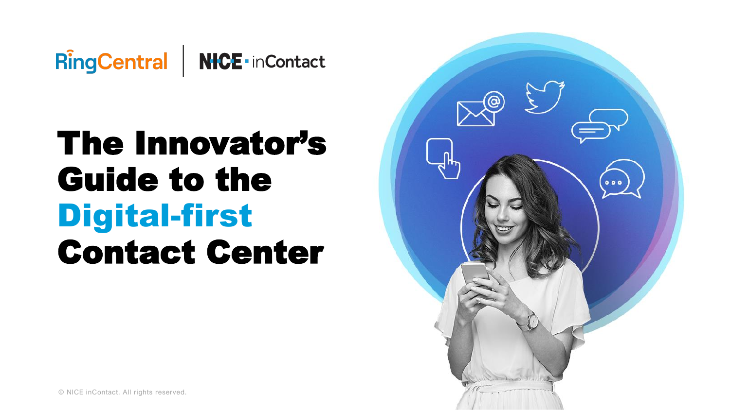RingCentral | NICE · inContact

# The Innovator's Guide to the Digital-first Contact Center

© NICE inContact. All rights reserved.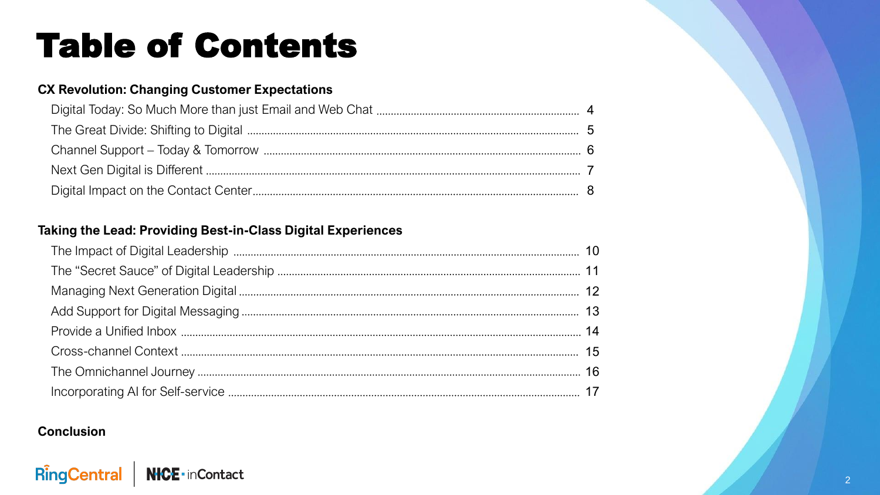# Table of Contents

**CX Revolution: Changing Customer Expectations**

| | |
|---|---|
| Digital Today: So Much More than just Email and Web Chat | 4 |
| The Great Divide: Shifting to Digital | 5 |
| Channel Support – Today & Tomorrow | 6 |
| Next Gen Digital is Different | 7 |
| Digital Impact on the Contact Center | 8 |

**Taking the Lead: Providing Best-in-Class Digital Experiences**

| | |
|---|---|
| The Impact of Digital Leadership | 10 |
| The "Secret Sauce" of Digital Leadership | 11 |
| Managing Next Generation Digital | 12 |
| Add Support for Digital Messaging | 13 |
| Provide a Unified Inbox | 14 |
| Cross-channel Context | 15 |
| The Omnichannel Journey | 16 |
| Incorporating AI for Self-service | 17 |

**Conclusion**

RingCentral | NICE · inContact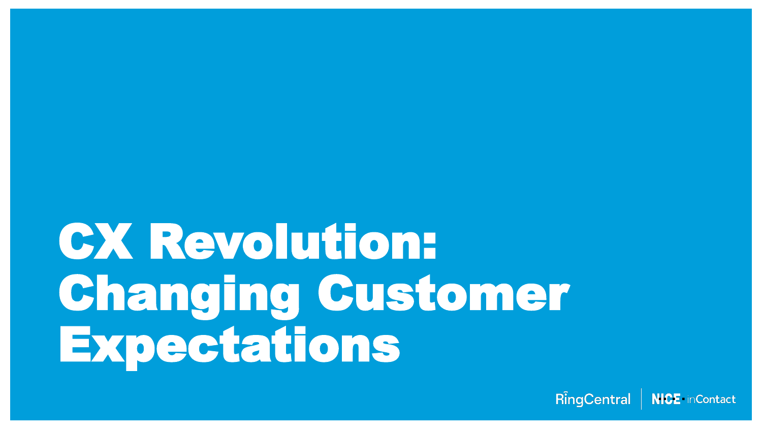# CX Revolution: Changing Customer Expectations

RingCentral | NICE inContact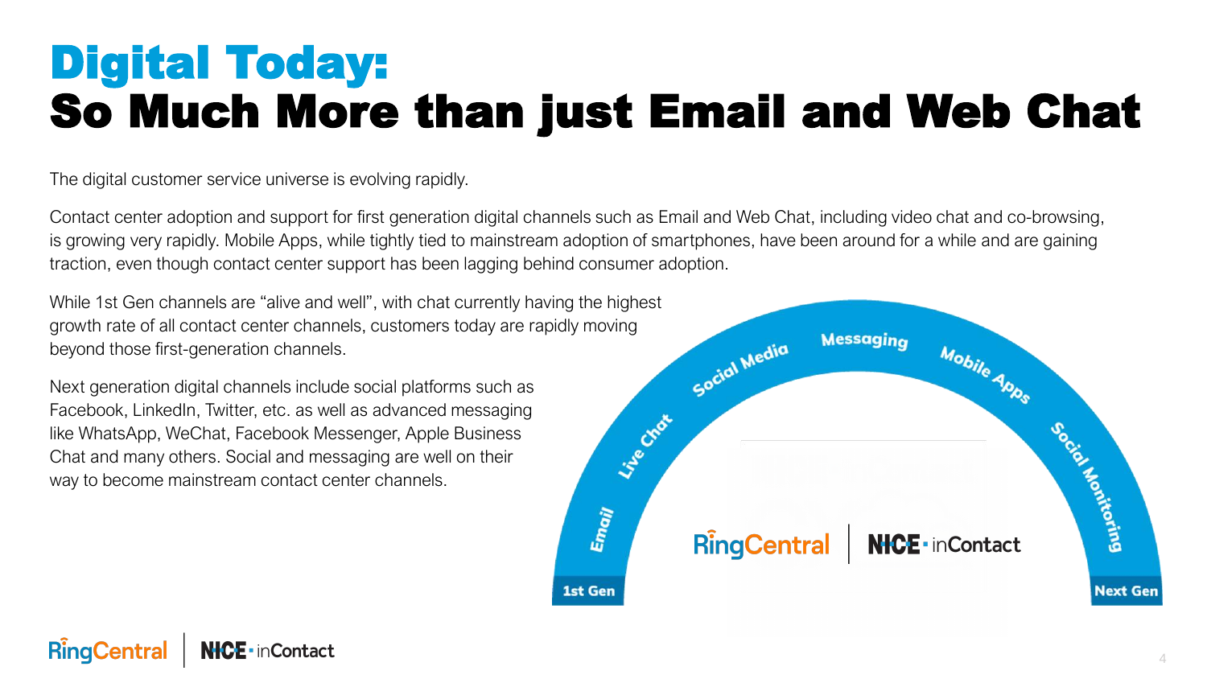# Digital Today: So Much More than just Email and Web Chat

The digital customer service universe is evolving rapidly.

Contact center adoption and support for first generation digital channels such as Email and Web Chat, including video chat and co-browsing, is growing very rapidly. Mobile Apps, while tightly tied to mainstream adoption of smartphones, have been around for a while and are gaining traction, even though contact center support has been lagging behind consumer adoption.

While 1st Gen channels are "alive and well", with chat currently having the highest growth rate of all contact center channels, customers today are rapidly moving beyond those first-generation channels.

Next generation digital channels include social platforms such as Facebook, LinkedIn, Twitter, etc. as well as advanced messaging like WhatsApp, WeChat, Facebook Messenger, Apple Business Chat and many others. Social and messaging are well on their way to become mainstream contact center channels.

1st Gen
Email
Live Chat
Social Media
Messaging
Mobile Apps
Social Monitoring
Next Gen

RingCentral | NICE · inContact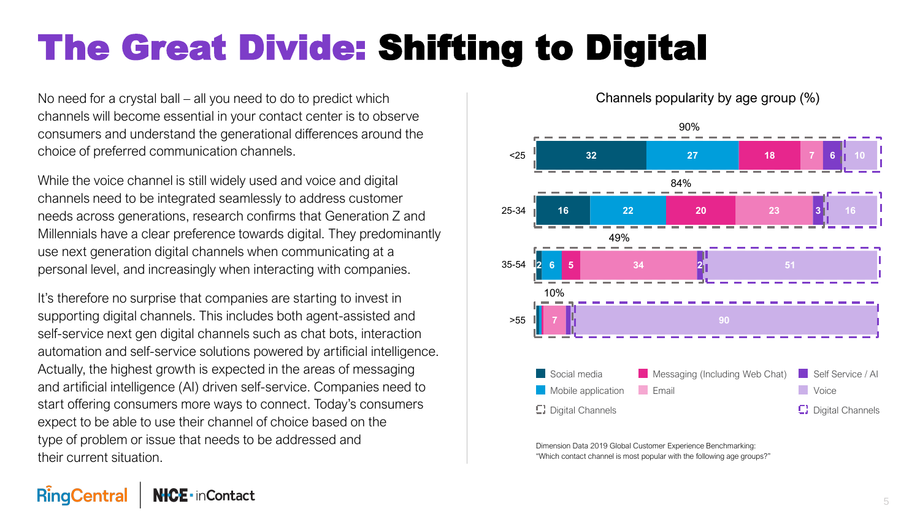# The Great Divide: Shifting to Digital

No need for a crystal ball – all you need to do to predict which channels will become essential in your contact center is to observe consumers and understand the generational differences around the choice of preferred communication channels.

While the voice channel is still widely used and voice and digital channels need to be integrated seamlessly to address customer needs across generations, research confirms that Generation Z and Millennials have a clear preference towards digital. They predominantly use next generation digital channels when communicating at a personal level, and increasingly when interacting with companies.

It's therefore no surprise that companies are starting to invest in supporting digital channels. This includes both agent-assisted and self-service next gen digital channels such as chat bots, interaction automation and self-service solutions powered by artificial intelligence. Actually, the highest growth is expected in the areas of messaging and artificial intelligence (AI) driven self-service. Companies need to start offering consumers more ways to connect. Today's consumers expect to be able to use their channel of choice based on the type of problem or issue that needs to be addressed and their current situation.

Channels popularity by age group (%)

<25: 90% — 32, 27, 18, 7, 6, 10

25-34: 84% — 16, 22, 20, 23, 3, 16

35-54: 49% — 2, 6, 5, 34, 2, 51

>55: 10% — 7, 90

Social media | Messaging (Including Web Chat) | Self Service / AI | Mobile application | Email | Voice | Digital Channels | Digital Channels

Dimension Data 2019 Global Customer Experience Benchmarking: "Which contact channel is most popular with the following age groups?"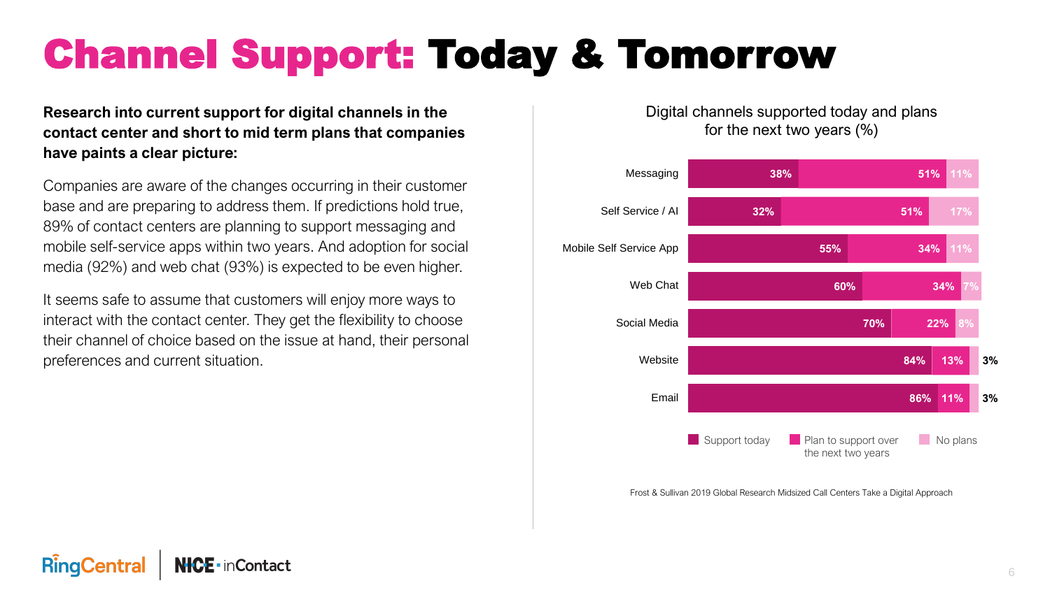# Channel Support: Today & Tomorrow

**Research into current support for digital channels in the contact center and short to mid term plans that companies have paints a clear picture:**

Companies are aware of the changes occurring in their customer base and are preparing to address them. If predictions hold true, 89% of contact centers are planning to support messaging and mobile self-service apps within two years. And adoption for social media (92%) and web chat (93%) is expected to be even higher.

It seems safe to assume that customers will enjoy more ways to interact with the contact center. They get the flexibility to choose their channel of choice based on the issue at hand, their personal preferences and current situation.

Digital channels supported today and plans for the next two years (%)

Messaging 38% 51% 11%

Self Service / AI 32% 51% 17%

Mobile Self Service App 55% 34% 11%

Web Chat 60% 34% 7%

Social Media 70% 22% 8%

Website 84% 13% 3%

Email 86% 11% 3%

Support today

Plan to support over the next two years

No plans

Frost & Sullivan 2019 Global Research Midsized Call Centers Take a Digital Approach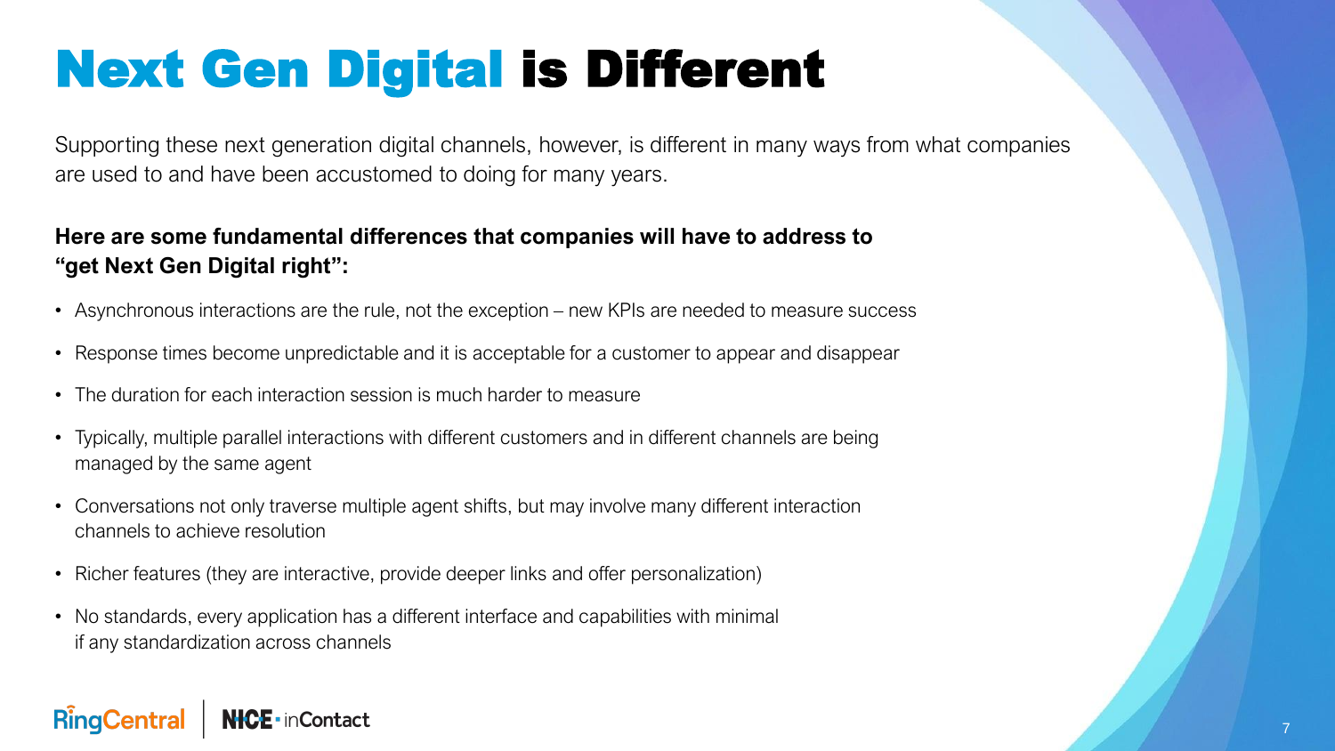# Next Gen Digital is Different

Supporting these next generation digital channels, however, is different in many ways from what companies are used to and have been accustomed to doing for many years.

**Here are some fundamental differences that companies will have to address to "get Next Gen Digital right":**

- Asynchronous interactions are the rule, not the exception – new KPIs are needed to measure success
- Response times become unpredictable and it is acceptable for a customer to appear and disappear
- The duration for each interaction session is much harder to measure
- Typically, multiple parallel interactions with different customers and in different channels are being managed by the same agent
- Conversations not only traverse multiple agent shifts, but may involve many different interaction channels to achieve resolution
- Richer features (they are interactive, provide deeper links and offer personalization)
- No standards, every application has a different interface and capabilities with minimal if any standardization across channels

RingCentral | NICE · inContact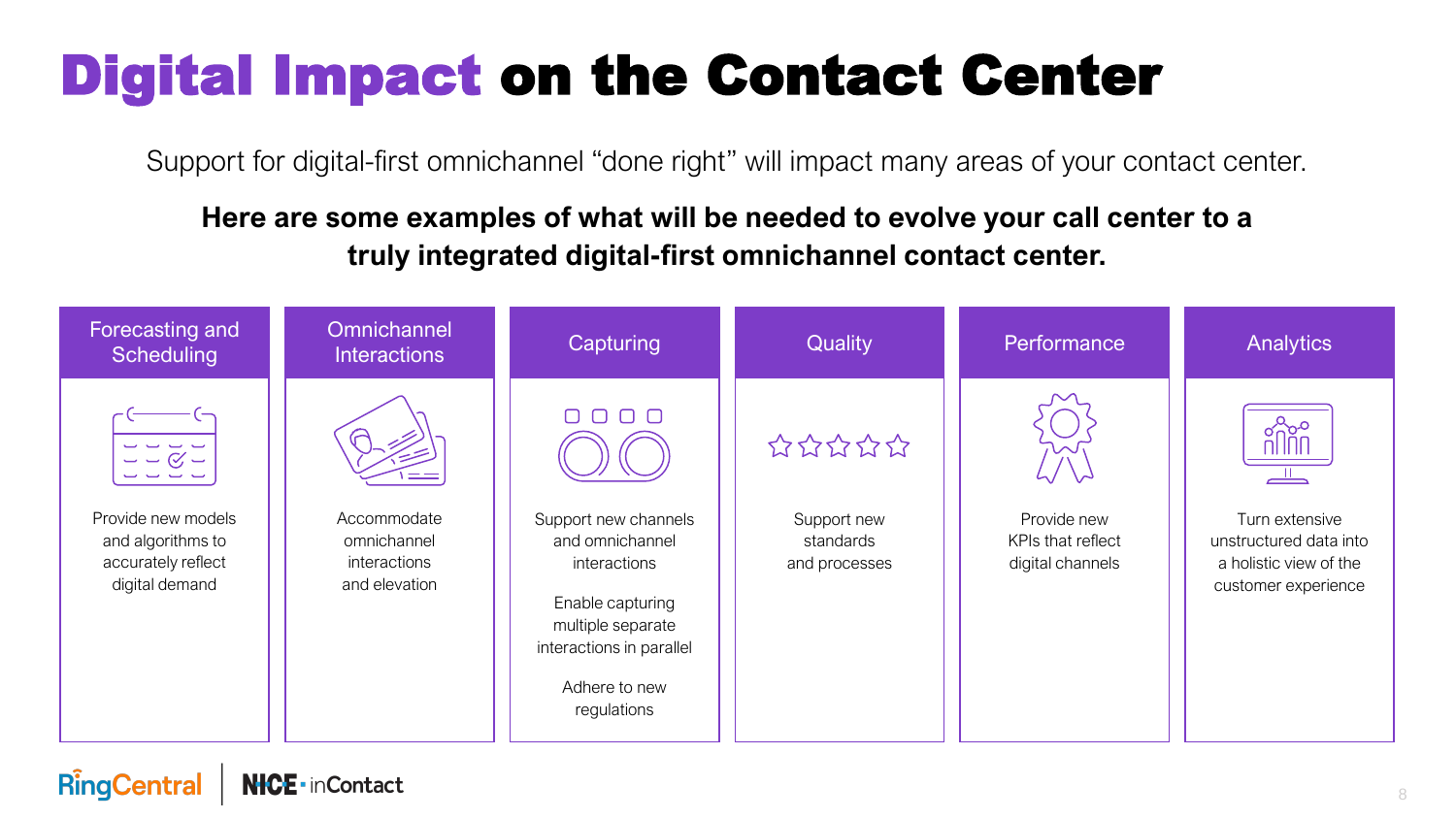# Digital Impact on the Contact Center

Support for digital-first omnichannel "done right" will impact many areas of your contact center.

**Here are some examples of what will be needed to evolve your call center to a truly integrated digital-first omnichannel contact center.**

| Forecasting and Scheduling | Omnichannel Interactions | Capturing | Quality | Performance | Analytics |
|---|---|---|---|---|---|
| Provide new models and algorithms to accurately reflect digital demand | Accommodate omnichannel interactions and elevation | Support new channels and omnichannel interactions<br><br>Enable capturing multiple separate interactions in parallel<br><br>Adhere to new regulations | Support new standards and processes | Provide new KPIs that reflect digital channels | Turn extensive unstructured data into a holistic view of the customer experience |

RingCentral | NICE · inContact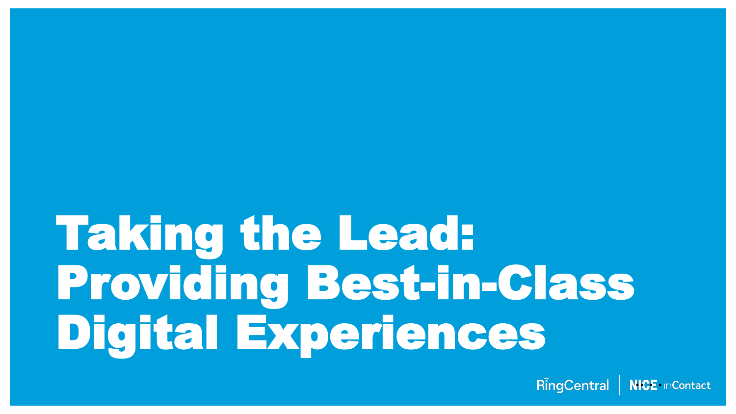# Taking the Lead: Providing Best-in-Class Digital Experiences

RingCentral | NICE inContact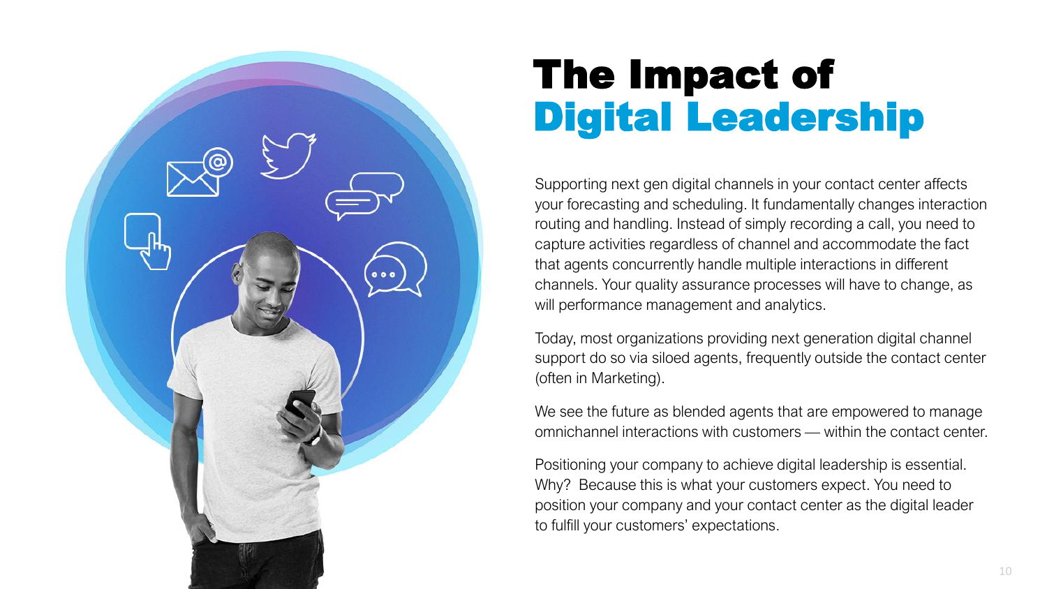# The Impact of Digital Leadership

Supporting next gen digital channels in your contact center affects your forecasting and scheduling. It fundamentally changes interaction routing and handling. Instead of simply recording a call, you need to capture activities regardless of channel and accommodate the fact that agents concurrently handle multiple interactions in different channels. Your quality assurance processes will have to change, as will performance management and analytics.

Today, most organizations providing next generation digital channel support do so via siloed agents, frequently outside the contact center (often in Marketing).

We see the future as blended agents that are empowered to manage omnichannel interactions with customers — within the contact center.

Positioning your company to achieve digital leadership is essential. Why? Because this is what your customers expect. You need to position your company and your contact center as the digital leader to fulfill your customers' expectations.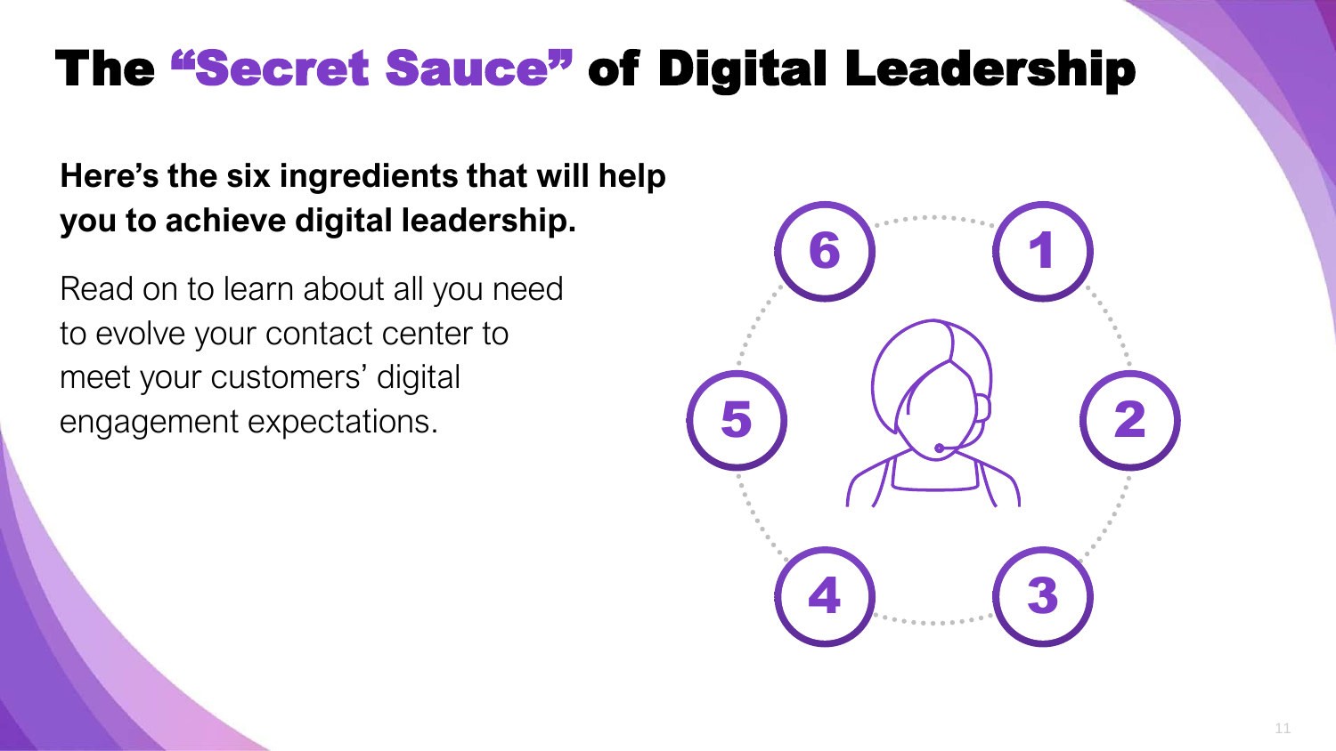# The “Secret Sauce” of Digital Leadership

**Here’s the six ingredients that will help you to achieve digital leadership.**

Read on to learn about all you need to evolve your contact center to meet your customers’ digital engagement expectations.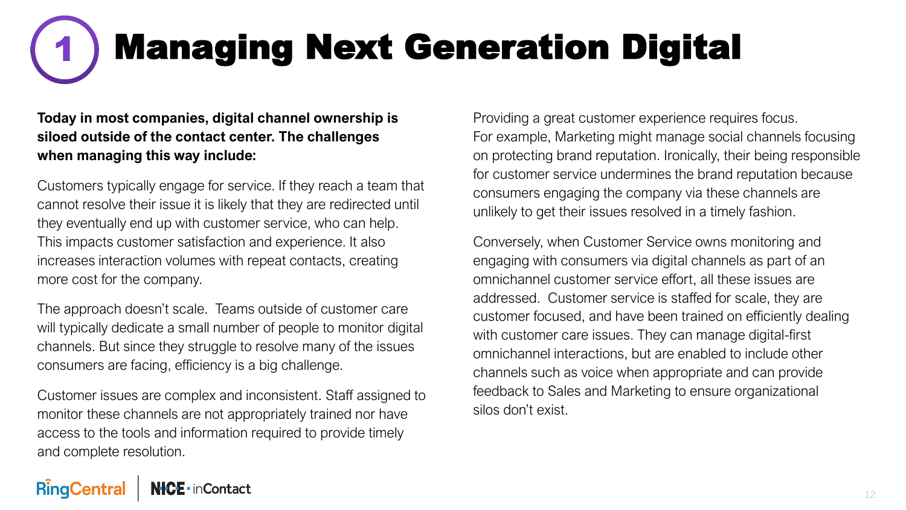# 1 Managing Next Generation Digital

**Today in most companies, digital channel ownership is siloed outside of the contact center. The challenges when managing this way include:**

Customers typically engage for service. If they reach a team that cannot resolve their issue it is likely that they are redirected until they eventually end up with customer service, who can help. This impacts customer satisfaction and experience. It also increases interaction volumes with repeat contacts, creating more cost for the company.

The approach doesn't scale. Teams outside of customer care will typically dedicate a small number of people to monitor digital channels. But since they struggle to resolve many of the issues consumers are facing, efficiency is a big challenge.

Customer issues are complex and inconsistent. Staff assigned to monitor these channels are not appropriately trained nor have access to the tools and information required to provide timely and complete resolution.

Providing a great customer experience requires focus. For example, Marketing might manage social channels focusing on protecting brand reputation. Ironically, their being responsible for customer service undermines the brand reputation because consumers engaging the company via these channels are unlikely to get their issues resolved in a timely fashion.

Conversely, when Customer Service owns monitoring and engaging with consumers via digital channels as part of an omnichannel customer service effort, all these issues are addressed. Customer service is staffed for scale, they are customer focused, and have been trained on efficiently dealing with customer care issues. They can manage digital-first omnichannel interactions, but are enabled to include other channels such as voice when appropriate and can provide feedback to Sales and Marketing to ensure organizational silos don't exist.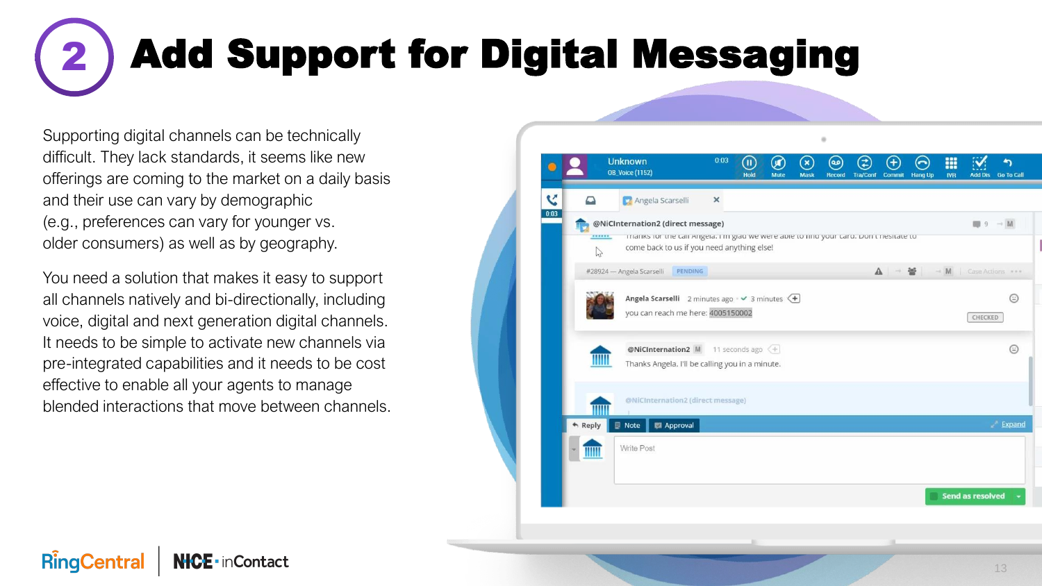# 2 Add Support for Digital Messaging

Supporting digital channels can be technically difficult. They lack standards, it seems like new offerings are coming to the market on a daily basis and their use can vary by demographic (e.g., preferences can vary for younger vs. older consumers) as well as by geography.

You need a solution that makes it easy to support all channels natively and bi-directionally, including voice, digital and next generation digital channels. It needs to be simple to activate new channels via pre-integrated capabilities and it needs to be cost effective to enable all your agents to manage blended interactions that move between channels.

RingCentral | NICE · inContact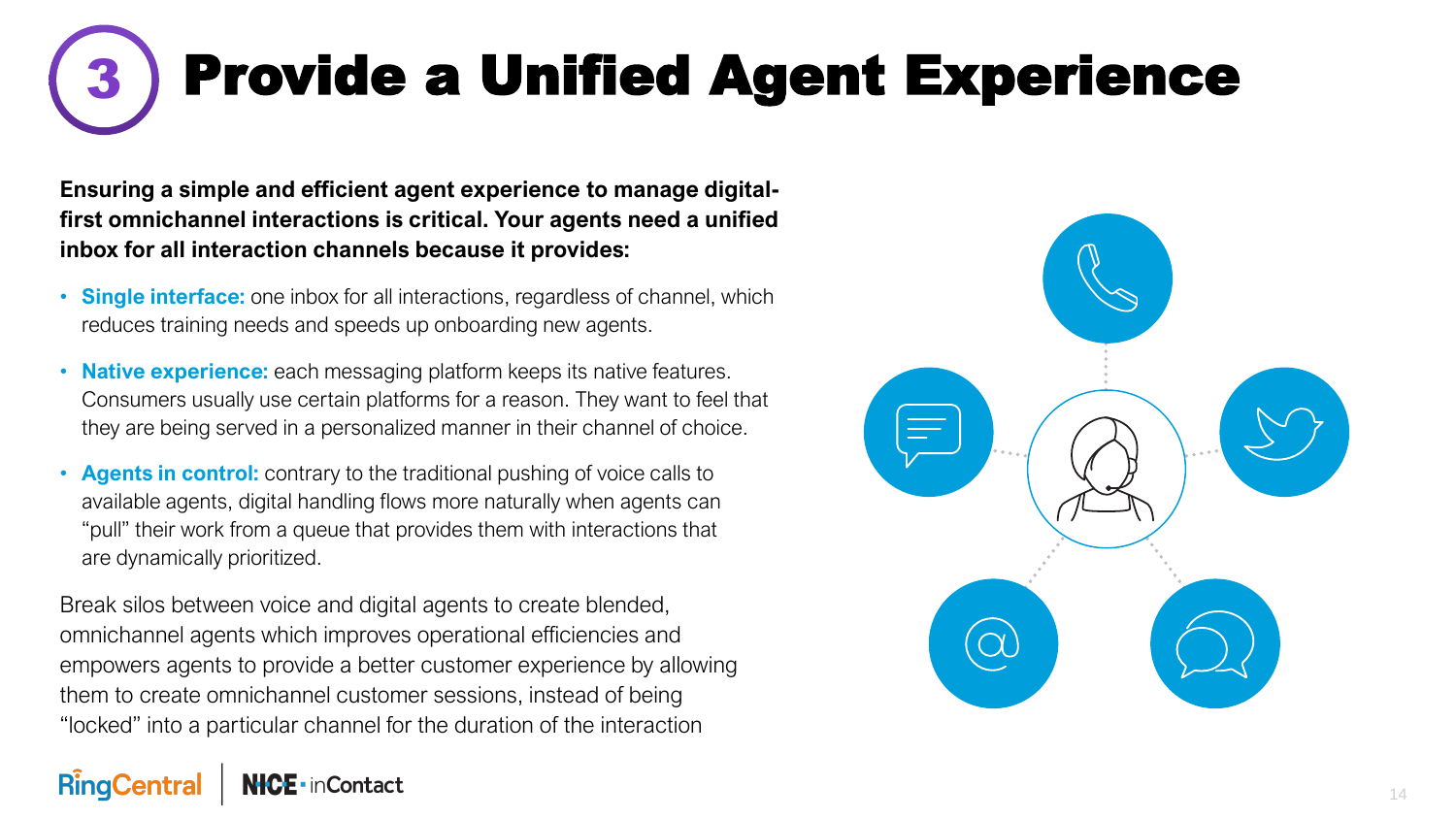# 3 Provide a Unified Agent Experience

**Ensuring a simple and efficient agent experience to manage digital-first omnichannel interactions is critical. Your agents need a unified inbox for all interaction channels because it provides:**

- **Single interface:** one inbox for all interactions, regardless of channel, which reduces training needs and speeds up onboarding new agents.
- **Native experience:** each messaging platform keeps its native features. Consumers usually use certain platforms for a reason. They want to feel that they are being served in a personalized manner in their channel of choice.
- **Agents in control:** contrary to the traditional pushing of voice calls to available agents, digital handling flows more naturally when agents can "pull" their work from a queue that provides them with interactions that are dynamically prioritized.

Break silos between voice and digital agents to create blended, omnichannel agents which improves operational efficiencies and empowers agents to provide a better customer experience by allowing them to create omnichannel customer sessions, instead of being "locked" into a particular channel for the duration of the interaction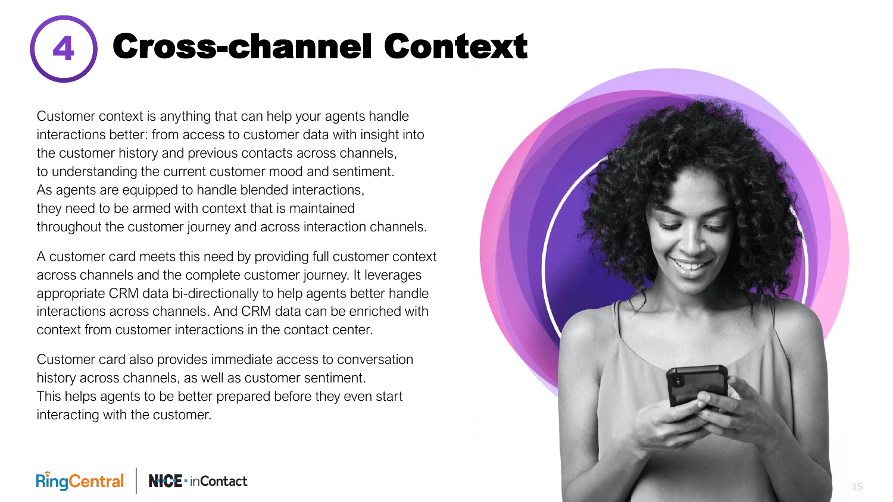# 4 Cross-channel Context

Customer context is anything that can help your agents handle interactions better: from access to customer data with insight into the customer history and previous contacts across channels, to understanding the current customer mood and sentiment. As agents are equipped to handle blended interactions, they need to be armed with context that is maintained throughout the customer journey and across interaction channels.

A customer card meets this need by providing full customer context across channels and the complete customer journey. It leverages appropriate CRM data bi-directionally to help agents better handle interactions across channels. And CRM data can be enriched with context from customer interactions in the contact center.

Customer card also provides immediate access to conversation history across channels, as well as customer sentiment. This helps agents to be better prepared before they even start interacting with the customer.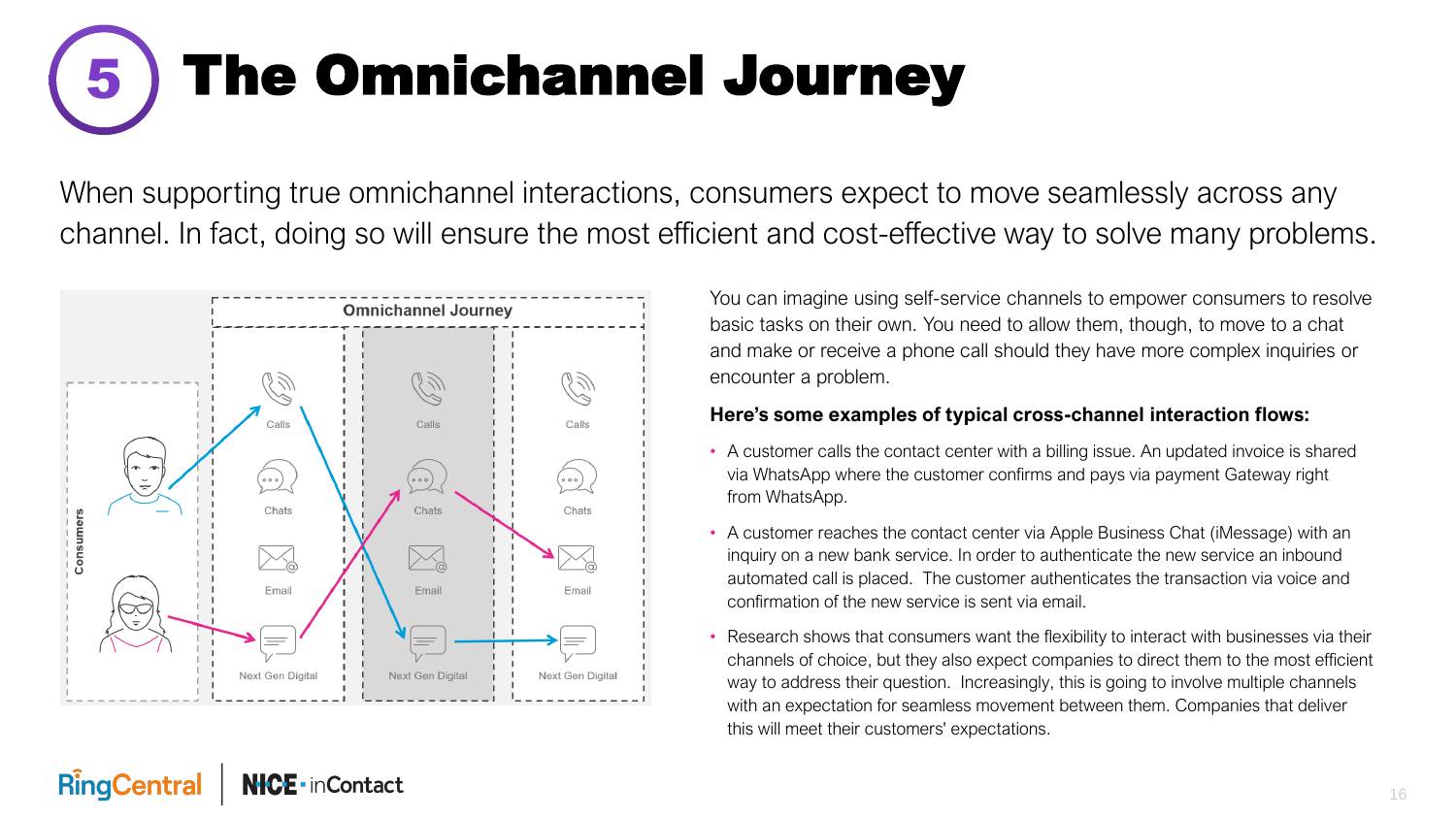# 5 The Omnichannel Journey

When supporting true omnichannel interactions, consumers expect to move seamlessly across any channel. In fact, doing so will ensure the most efficient and cost-effective way to solve many problems.

Omnichannel Journey

Consumers

Calls

Chats

Email

Next Gen Digital

Calls

Chats

Email

Next Gen Digital

Calls

Chats

Email

Next Gen Digital

You can imagine using self-service channels to empower consumers to resolve basic tasks on their own. You need to allow them, though, to move to a chat and make or receive a phone call should they have more complex inquiries or encounter a problem.

**Here's some examples of typical cross-channel interaction flows:**

- A customer calls the contact center with a billing issue. An updated invoice is shared via WhatsApp where the customer confirms and pays via payment Gateway right from WhatsApp.
- A customer reaches the contact center via Apple Business Chat (iMessage) with an inquiry on a new bank service. In order to authenticate the new service an inbound automated call is placed. The customer authenticates the transaction via voice and confirmation of the new service is sent via email.
- Research shows that consumers want the flexibility to interact with businesses via their channels of choice, but they also expect companies to direct them to the most efficient way to address their question. Increasingly, this is going to involve multiple channels with an expectation for seamless movement between them. Companies that deliver this will meet their customers' expectations.

RingCentral | NICE · inContact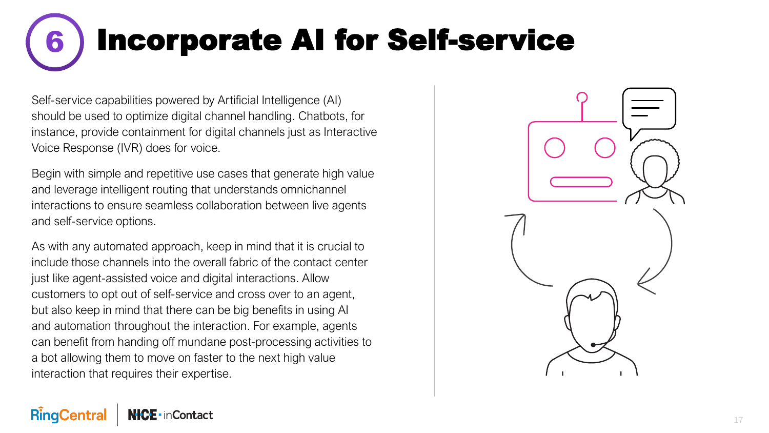# 6 Incorporate AI for Self-service

Self-service capabilities powered by Artificial Intelligence (AI) should be used to optimize digital channel handling. Chatbots, for instance, provide containment for digital channels just as Interactive Voice Response (IVR) does for voice.

Begin with simple and repetitive use cases that generate high value and leverage intelligent routing that understands omnichannel interactions to ensure seamless collaboration between live agents and self-service options.

As with any automated approach, keep in mind that it is crucial to include those channels into the overall fabric of the contact center just like agent-assisted voice and digital interactions. Allow customers to opt out of self-service and cross over to an agent, but also keep in mind that there can be big benefits in using AI and automation throughout the interaction. For example, agents can benefit from handing off mundane post-processing activities to a bot allowing them to move on faster to the next high value interaction that requires their expertise.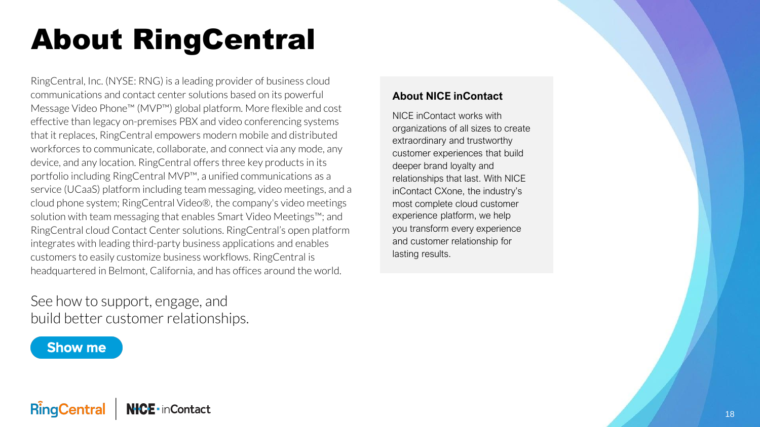# About RingCentral

RingCentral, Inc. (NYSE: RNG) is a leading provider of business cloud communications and contact center solutions based on its powerful Message Video Phone™ (MVP™) global platform. More flexible and cost effective than legacy on-premises PBX and video conferencing systems that it replaces, RingCentral empowers modern mobile and distributed workforces to communicate, collaborate, and connect via any mode, any device, and any location. RingCentral offers three key products in its portfolio including RingCentral MVP™, a unified communications as a service (UCaaS) platform including team messaging, video meetings, and a cloud phone system; RingCentral Video®, the company's video meetings solution with team messaging that enables Smart Video Meetings™; and RingCentral cloud Contact Center solutions. RingCentral's open platform integrates with leading third-party business applications and enables customers to easily customize business workflows. RingCentral is headquartered in Belmont, California, and has offices around the world.

See how to support, engage, and build better customer relationships.

Show me

### About NICE inContact

NICE inContact works with organizations of all sizes to create extraordinary and trustworthy customer experiences that build deeper brand loyalty and relationships that last. With NICE inContact CXone, the industry's most complete cloud customer experience platform, we help you transform every experience and customer relationship for lasting results.

RingCentral | NICE · inContact